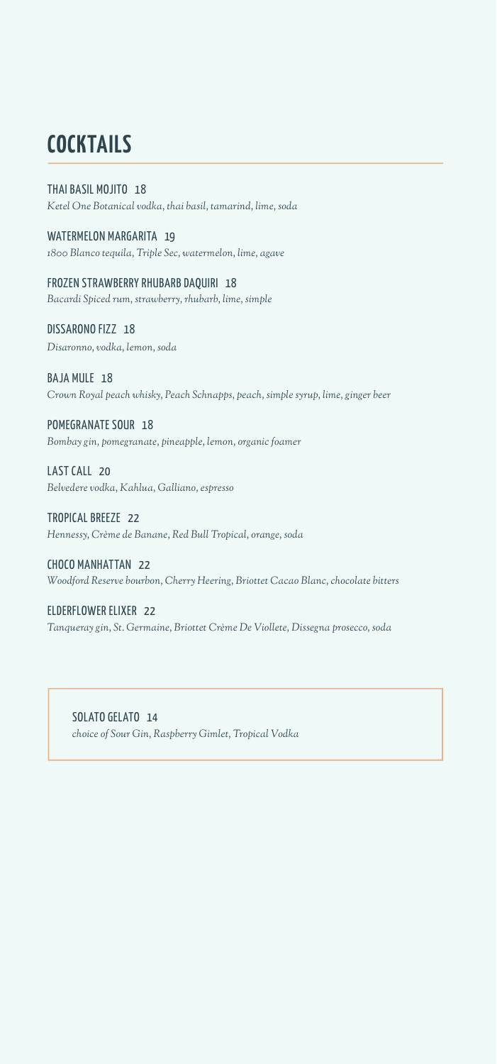# COCKTAILS

**THAI BASIL MOJITO** 18
*Ketel One Botanical vodka, thai basil, tamarind, lime, soda*

**WATERMELON MARGARITA** 19
*1800 Blanco tequila, Triple Sec, watermelon, lime, agave*

**FROZEN STRAWBERRY RHUBARB DAQUIRI** 18
*Bacardi Spiced rum, strawberry, rhubarb, lime, simple*

**DISSARONO FIZZ** 18
*Disaronno, vodka, lemon, soda*

**BAJA MULE** 18
*Crown Royal peach whisky, Peach Schnapps, peach, simple syrup, lime, ginger beer*

**POMEGRANATE SOUR** 18
*Bombay gin, pomegranate, pineapple, lemon, organic foamer*

**LAST CALL** 20
*Belvedere vodka, Kahlua, Galliano, espresso*

**TROPICAL BREEZE** 22
*Hennessy, Crème de Banane, Red Bull Tropical, orange, soda*

**CHOCO MANHATTAN** 22
*Woodford Reserve bourbon, Cherry Heering, Briottet Cacao Blanc, chocolate bitters*

**ELDERFLOWER ELIXER** 22
*Tanqueray gin, St. Germaine, Briottet Crème De Viollete, Dissegna prosecco, soda*

**SOLATO GELATO** 14
*choice of Sour Gin, Raspberry Gimlet, Tropical Vodka*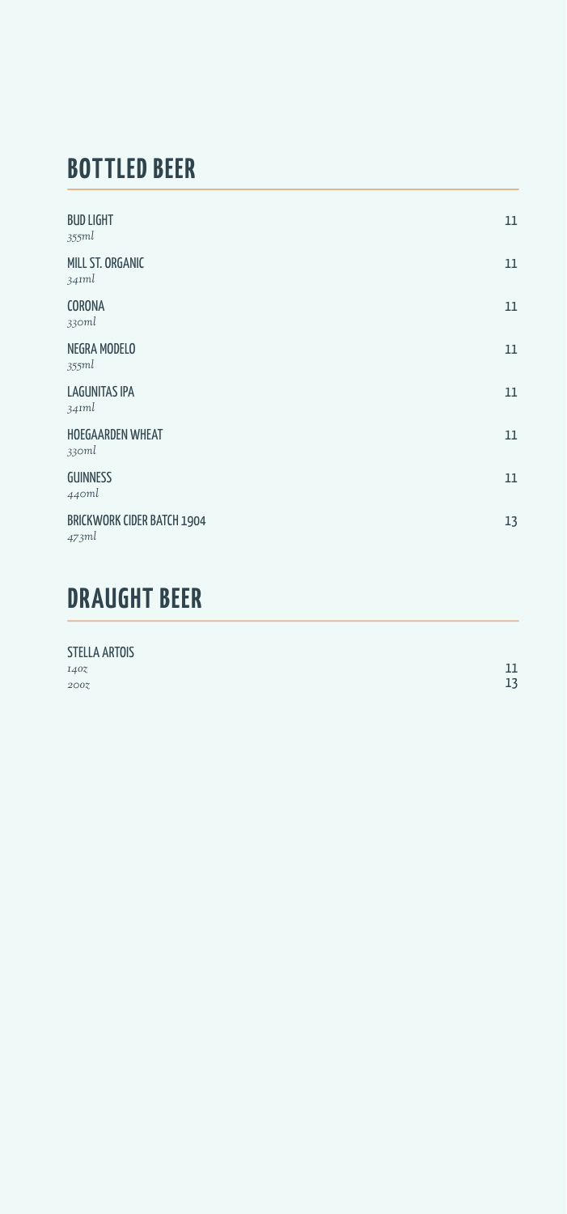## BOTTLED BEER

**BUD LIGHT** — 11
*355ml*

**MILL ST. ORGANIC** — 11
*341ml*

**CORONA** — 11
*330ml*

**NEGRA MODELO** — 11
*355ml*

**LAGUNITAS IPA** — 11
*341ml*

**HOEGAARDEN WHEAT** — 11
*330ml*

**GUINNESS** — 11
*440ml*

**BRICKWORK CIDER BATCH 1904** — 13
*473ml*

## DRAUGHT BEER

**STELLA ARTOIS**
*14oz* — 11
*20oz* — 13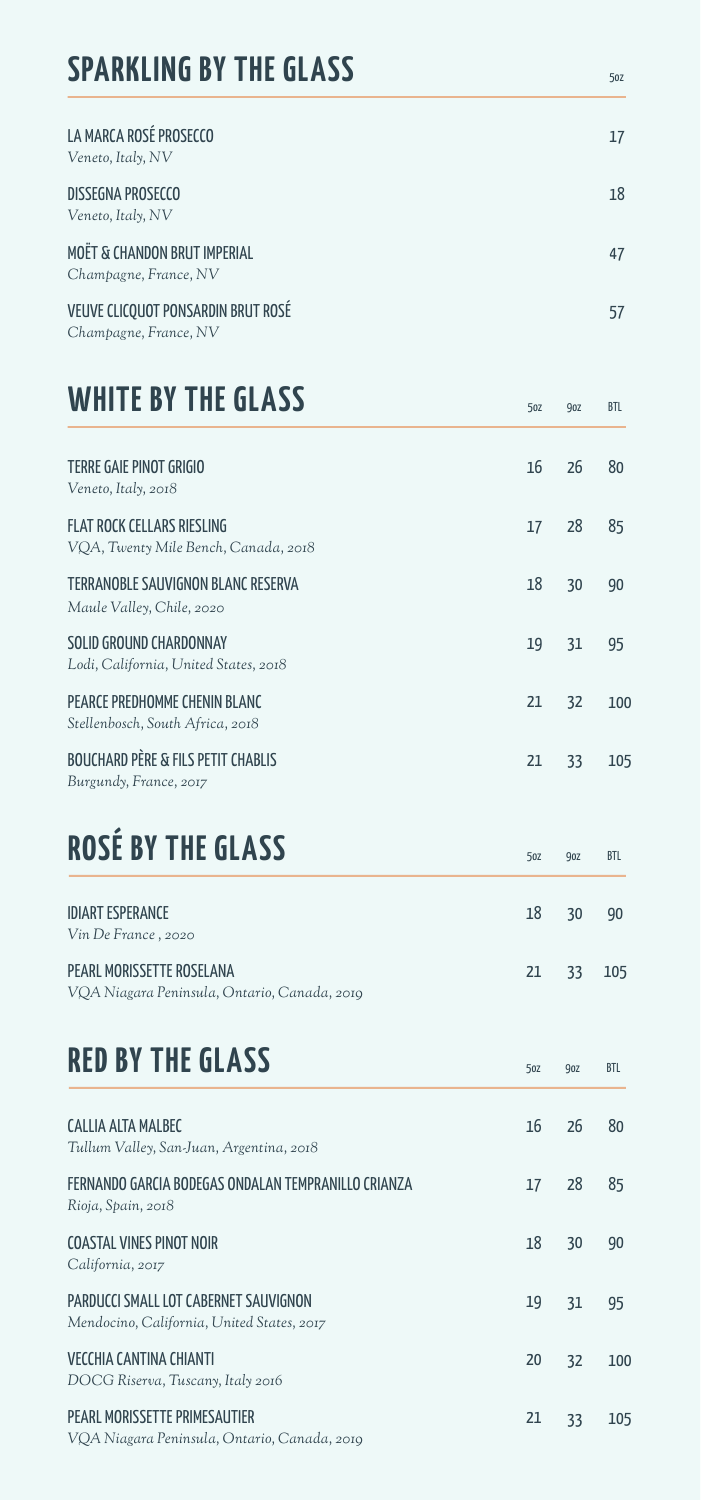## SPARKLING BY THE GLASS

| | 5oz |
|---|---|
| LA MARCA ROSÉ PROSECCO<br>*Veneto, Italy, NV* | 17 |
| DISSEGNA PROSECCO<br>*Veneto, Italy, NV* | 18 |
| MOËT & CHANDON BRUT IMPERIAL<br>*Champagne, France, NV* | 47 |
| VEUVE CLICQUOT PONSARDIN BRUT ROSÉ<br>*Champagne, France, NV* | 57 |

## WHITE BY THE GLASS

| | 5oz | 9oz | BTL |
|---|---|---|---|
| TERRE GAIE PINOT GRIGIO<br>*Veneto, Italy, 2018* | 16 | 26 | 80 |
| FLAT ROCK CELLARS RIESLING<br>*VQA, Twenty Mile Bench, Canada, 2018* | 17 | 28 | 85 |
| TERRANOBLE SAUVIGNON BLANC RESERVA<br>*Maule Valley, Chile, 2020* | 18 | 30 | 90 |
| SOLID GROUND CHARDONNAY<br>*Lodi, California, United States, 2018* | 19 | 31 | 95 |
| PEARCE PREDHOMME CHENIN BLANC<br>*Stellenbosch, South Africa, 2018* | 21 | 32 | 100 |
| BOUCHARD PÈRE & FILS PETIT CHABLIS<br>*Burgundy, France, 2017* | 21 | 33 | 105 |

## ROSÉ BY THE GLASS

| | 5oz | 9oz | BTL |
|---|---|---|---|
| IDIART ESPERANCE<br>*Vin De France , 2020* | 18 | 30 | 90 |
| PEARL MORISSETTE ROSELANA<br>*VQA Niagara Peninsula, Ontario, Canada, 2019* | 21 | 33 | 105 |

## RED BY THE GLASS

| | 5oz | 9oz | BTL |
|---|---|---|---|
| CALLIA ALTA MALBEC<br>*Tullum Valley, San-Juan, Argentina, 2018* | 16 | 26 | 80 |
| FERNANDO GARCIA BODEGAS ONDALAN TEMPRANILLO CRIANZA<br>*Rioja, Spain, 2018* | 17 | 28 | 85 |
| COASTAL VINES PINOT NOIR<br>*California, 2017* | 18 | 30 | 90 |
| PARDUCCI SMALL LOT CABERNET SAUVIGNON<br>*Mendocino, California, United States, 2017* | 19 | 31 | 95 |
| VECCHIA CANTINA CHIANTI<br>*DOCG Riserva, Tuscany, Italy 2016* | 20 | 32 | 100 |
| PEARL MORISSETTE PRIMESAUTIER<br>*VQA Niagara Peninsula, Ontario, Canada, 2019* | 21 | 33 | 105 |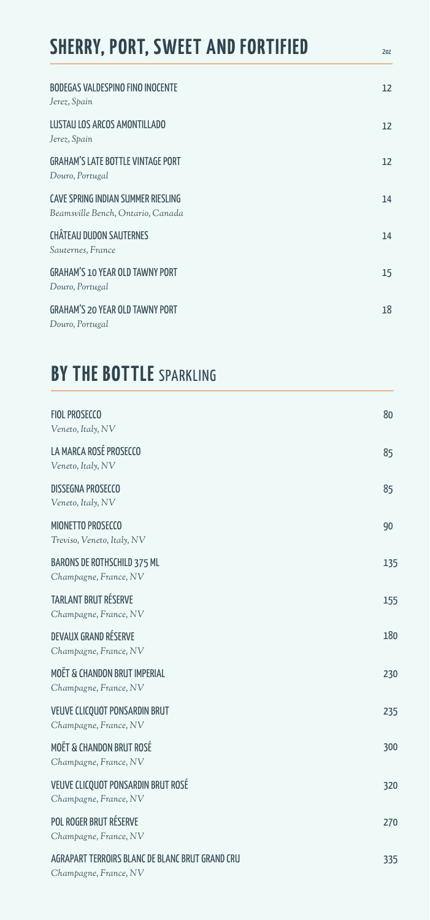## SHERRY, PORT, SWEET AND FORTIFIED

| | 2oz |
|---|---|
| BODEGAS VALDESPINO FINO INOCENTE<br>*Jerez, Spain* | 12 |
| LUSTAU LOS ARCOS AMONTILLADO<br>*Jerez, Spain* | 12 |
| GRAHAM'S LATE BOTTLE VINTAGE PORT<br>*Douro, Portugal* | 12 |
| CAVE SPRING INDIAN SUMMER RIESLING<br>*Beamsville Bench, Ontario, Canada* | 14 |
| CHÂTEAU DUDON SAUTERNES<br>*Sauternes, France* | 14 |
| GRAHAM'S 10 YEAR OLD TAWNY PORT<br>*Douro, Portugal* | 15 |
| GRAHAM'S 20 YEAR OLD TAWNY PORT<br>*Douro, Portugal* | 18 |

## BY THE BOTTLE SPARKLING

| | |
|---|---|
| FIOL PROSECCO<br>*Veneto, Italy, NV* | 80 |
| LA MARCA ROSÉ PROSECCO<br>*Veneto, Italy, NV* | 85 |
| DISSEGNA PROSECCO<br>*Veneto, Italy, NV* | 85 |
| MIONETTO PROSECCO<br>*Treviso, Veneto, Italy, NV* | 90 |
| BARONS DE ROTHSCHILD 375 ML<br>*Champagne, France, NV* | 135 |
| TARLANT BRUT RÉSERVE<br>*Champagne, France, NV* | 155 |
| DEVAUX GRAND RÉSERVE<br>*Champagne, France, NV* | 180 |
| MOËT & CHANDON BRUT IMPERIAL<br>*Champagne, France, NV* | 230 |
| VEUVE CLICQUOT PONSARDIN BRUT<br>*Champagne, France, NV* | 235 |
| MOËT & CHANDON BRUT ROSÉ<br>*Champagne, France, NV* | 300 |
| VEUVE CLICQUOT PONSARDIN BRUT ROSÉ<br>*Champagne, France, NV* | 320 |
| POL ROGER BRUT RÉSERVE<br>*Champagne, France, NV* | 270 |
| AGRAPART TERROIRS BLANC DE BLANC BRUT GRAND CRU<br>*Champagne, France, NV* | 335 |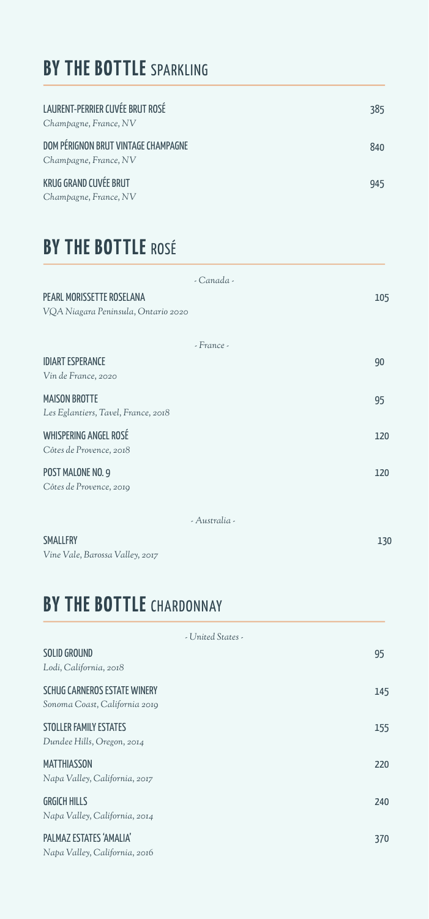## BY THE BOTTLE SPARKLING

**LAURENT-PERRIER CUVÉE BRUT ROSÉ** — 385
*Champagne, France, NV*

**DOM PÉRIGNON BRUT VINTAGE CHAMPAGNE** — 840
*Champagne, France, NV*

**KRUG GRAND CUVÉE BRUT** — 945
*Champagne, France, NV*

## BY THE BOTTLE ROSÉ

*- Canada -*

**PEARL MORISSETTE ROSELANA** — 105
*VQA Niagara Peninsula, Ontario 2020*

*- France -*

**IDIART ESPERANCE** — 90
*Vin de France, 2020*

**MAISON BROTTE** — 95
*Les Eglantiers, Tavel, France, 2018*

**WHISPERING ANGEL ROSÉ** — 120
*Côtes de Provence, 2018*

**POST MALONE NO. 9** — 120
*Côtes de Provence, 2019*

*- Australia -*

**SMALLFRY** — 130
*Vine Vale, Barossa Valley, 2017*

## BY THE BOTTLE CHARDONNAY

*- United States -*

**SOLID GROUND** — 95
*Lodi, California, 2018*

**SCHUG CARNEROS ESTATE WINERY** — 145
*Sonoma Coast, California 2019*

**STOLLER FAMILY ESTATES** — 155
*Dundee Hills, Oregon, 2014*

**MATTHIASSON** — 220
*Napa Valley, California, 2017*

**GRGICH HILLS** — 240
*Napa Valley, California, 2014*

**PALMAZ ESTATES 'AMALIA'** — 370
*Napa Valley, California, 2016*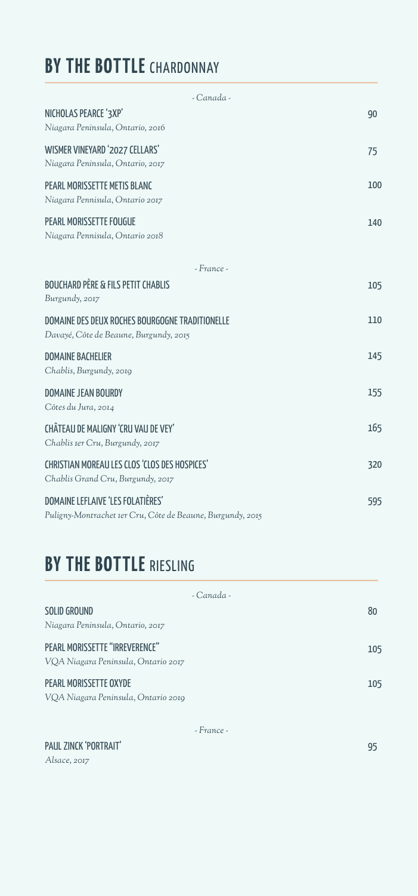# BY THE BOTTLE CHARDONNAY

*- Canada -*

| Wine | Price |
|---|---|
| NICHOLAS PEARCE '3XP'<br>*Niagara Peninsula, Ontario, 2016* | 90 |
| WISMER VINEYARD '2027 CELLARS'<br>*Niagara Peninsula, Ontario, 2017* | 75 |
| PEARL MORISSETTE METIS BLANC<br>*Niagara Pennisula, Ontario 2017* | 100 |
| PEARL MORISSETTE FOUGUE<br>*Niagara Pennisula, Ontario 2018* | 140 |

*- France -*

| Wine | Price |
|---|---|
| BOUCHARD PÈRE & FILS PETIT CHABLIS<br>*Burgundy, 2017* | 105 |
| DOMAINE DES DEUX ROCHES BOURGOGNE TRADITIONELLE<br>*Davayé, Côte de Beaune, Burgundy, 2015* | 110 |
| DOMAINE BACHELIER<br>*Chablis, Burgundy, 2019* | 145 |
| DOMAINE JEAN BOURDY<br>*Côtes du Jura, 2014* | 155 |
| CHÂTEAU DE MALIGNY 'CRU VAU DE VEY'<br>*Chablis 1er Cru, Burgundy, 2017* | 165 |
| CHRISTIAN MOREAU LES CLOS 'CLOS DES HOSPICES'<br>*Chablis Grand Cru, Burgundy, 2017* | 320 |
| DOMAINE LEFLAIVE 'LES FOLATIÈRES'<br>*Puligny-Montrachet 1er Cru, Côte de Beaune, Burgundy, 2015* | 595 |

# BY THE BOTTLE RIESLING

*- Canada -*

| Wine | Price |
|---|---|
| SOLID GROUND<br>*Niagara Peninsula, Ontario, 2017* | 80 |
| PEARL MORISSETTE "IRREVERENCE"<br>*VQA Niagara Peninsula, Ontario 2017* | 105 |
| PEARL MORISSETTE OXYDE<br>*VQA Niagara Peninsula, Ontario 2019* | 105 |

*- France -*

| Wine | Price |
|---|---|
| PAUL ZINCK 'PORTRAIT'<br>*Alsace, 2017* | 95 |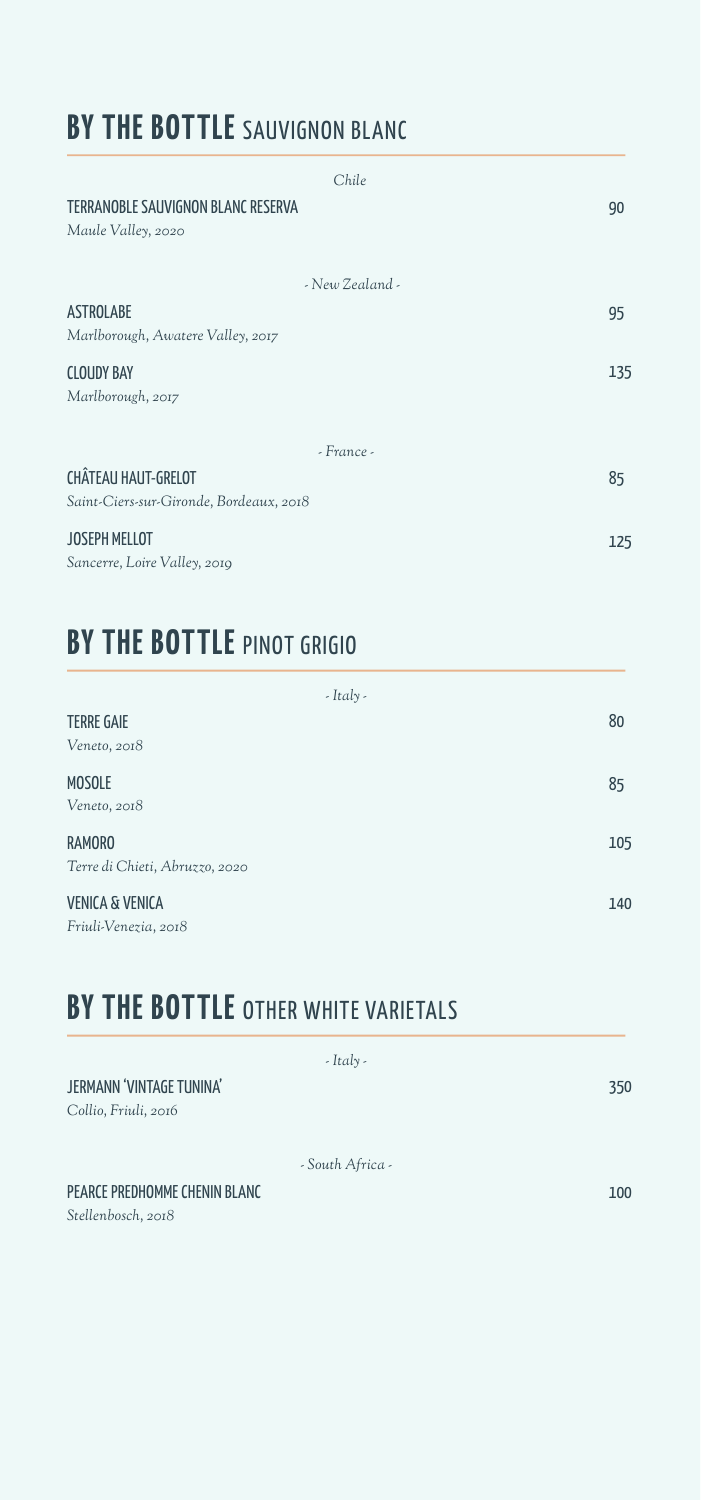## **BY THE BOTTLE** SAUVIGNON BLANC

*Chile*

**TERRANOBLE SAUVIGNON BLANC RESERVA** 90
*Maule Valley, 2020*

*- New Zealand -*

**ASTROLABE** 95
*Marlborough, Awatere Valley, 2017*

**CLOUDY BAY** 135
*Marlborough, 2017*

*- France -*

**CHÂTEAU HAUT-GRELOT** 85
*Saint-Ciers-sur-Gironde, Bordeaux, 2018*

**JOSEPH MELLOT** 125
*Sancerre, Loire Valley, 2019*

## **BY THE BOTTLE** PINOT GRIGIO

*- Italy -*

**TERRE GAIE** 80
*Veneto, 2018*

**MOSOLE** 85
*Veneto, 2018*

**RAMORO** 105
*Terre di Chieti, Abruzzo, 2020*

**VENICA & VENICA** 140
*Friuli-Venezia, 2018*

## **BY THE BOTTLE** OTHER WHITE VARIETALS

*- Italy -*

**JERMANN 'VINTAGE TUNINA'** 350
*Collio, Friuli, 2016*

*- South Africa -*

**PEARCE PREDHOMME CHENIN BLANC** 100
*Stellenbosch, 2018*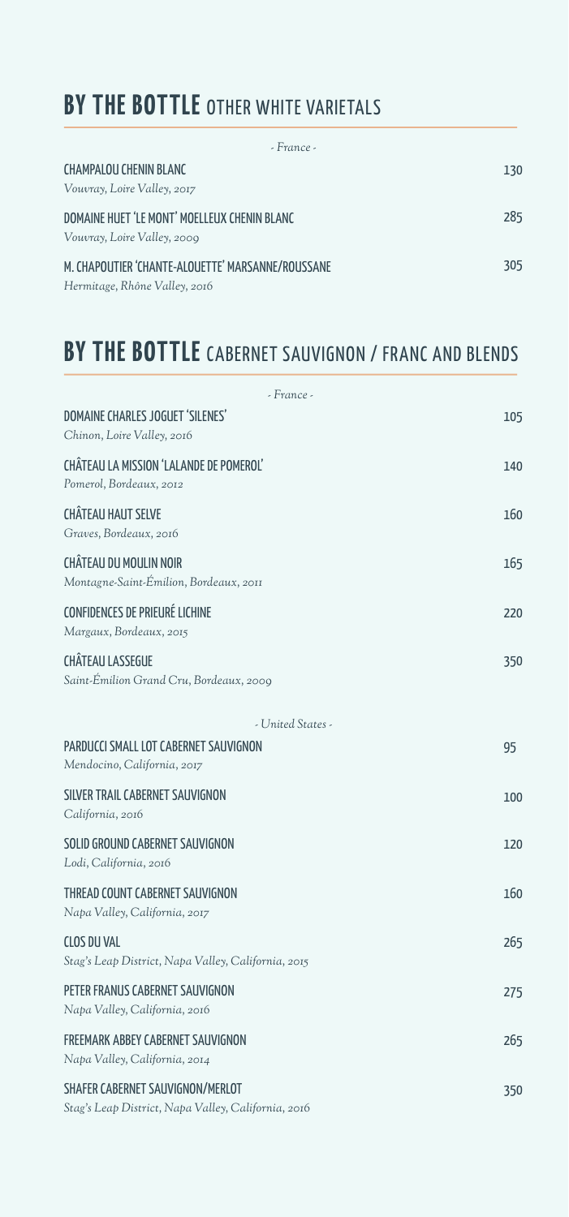## **BY THE BOTTLE** OTHER WHITE VARIETALS

*- France -*

CHAMPALOU CHENIN BLANC — 130
*Vouvray, Loire Valley, 2017*

DOMAINE HUET 'LE MONT' MOELLEUX CHENIN BLANC — 285
*Vouvray, Loire Valley, 2009*

M. CHAPOUTIER 'CHANTE-ALOUETTE' MARSANNE/ROUSSANE — 305
*Hermitage, Rhône Valley, 2016*

## **BY THE BOTTLE** CABERNET SAUVIGNON / FRANC AND BLENDS

*- France -*

DOMAINE CHARLES JOGUET 'SILENES' — 105
*Chinon, Loire Valley, 2016*

CHÂTEAU LA MISSION 'LALANDE DE POMEROL' — 140
*Pomerol, Bordeaux, 2012*

CHÂTEAU HAUT SELVE — 160
*Graves, Bordeaux, 2016*

CHÂTEAU DU MOULIN NOIR — 165
*Montagne-Saint-Émilion, Bordeaux, 2011*

CONFIDENCES DE PRIEURÉ LICHINE — 220
*Margaux, Bordeaux, 2015*

CHÂTEAU LASSEGUE — 350
*Saint-Émilion Grand Cru, Bordeaux, 2009*

*- United States -*

PARDUCCI SMALL LOT CABERNET SAUVIGNON — 95
*Mendocino, California, 2017*

SILVER TRAIL CABERNET SAUVIGNON — 100
*California, 2016*

SOLID GROUND CABERNET SAUVIGNON — 120
*Lodi, California, 2016*

THREAD COUNT CABERNET SAUVIGNON — 160
*Napa Valley, California, 2017*

CLOS DU VAL — 265
*Stag's Leap District, Napa Valley, California, 2015*

PETER FRANUS CABERNET SAUVIGNON — 275
*Napa Valley, California, 2016*

FREEMARK ABBEY CABERNET SAUVIGNON — 265
*Napa Valley, California, 2014*

SHAFER CABERNET SAUVIGNON/MERLOT — 350
*Stag's Leap District, Napa Valley, California, 2016*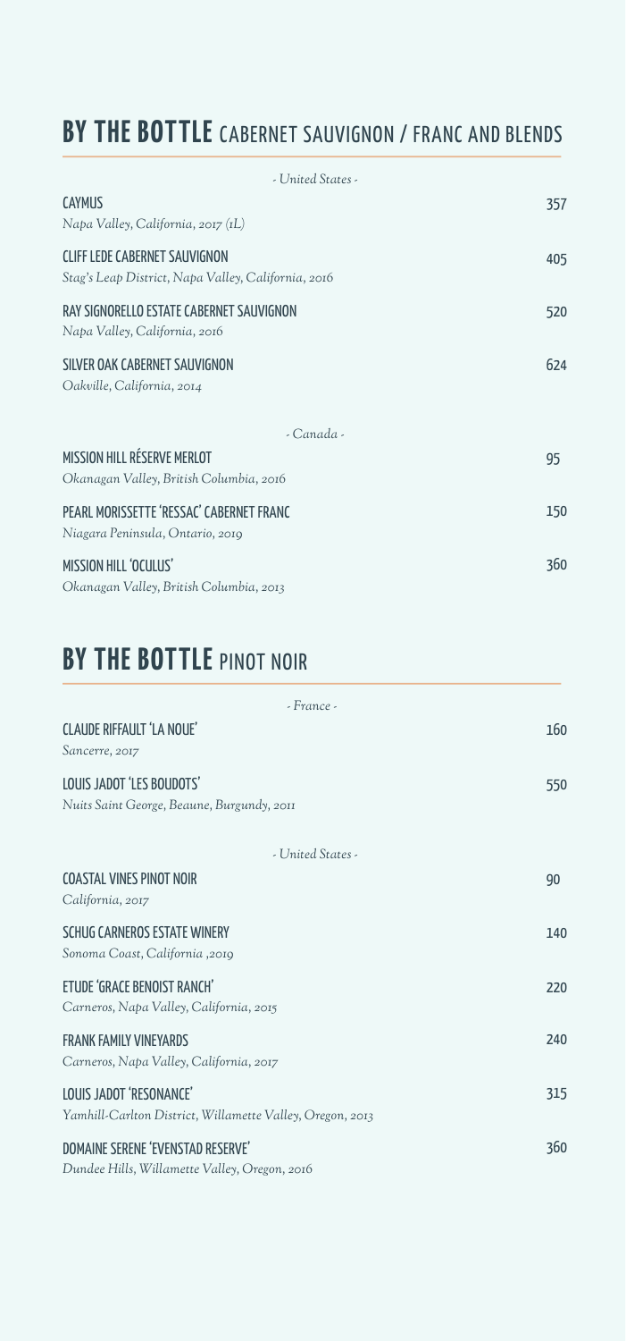## **BY THE BOTTLE** CABERNET SAUVIGNON / FRANC AND BLENDS

*- United States -*

CAYMUS — 357
*Napa Valley, California, 2017 (1L)*

CLIFF LEDE CABERNET SAUVIGNON — 405
*Stag's Leap District, Napa Valley, California, 2016*

RAY SIGNORELLO ESTATE CABERNET SAUVIGNON — 520
*Napa Valley, California, 2016*

SILVER OAK CABERNET SAUVIGNON — 624
*Oakville, California, 2014*

*- Canada -*

MISSION HILL RÉSERVE MERLOT — 95
*Okanagan Valley, British Columbia, 2016*

PEARL MORISSETTE 'RESSAC' CABERNET FRANC — 150
*Niagara Peninsula, Ontario, 2019*

MISSION HILL 'OCULUS' — 360
*Okanagan Valley, British Columbia, 2013*

## **BY THE BOTTLE** PINOT NOIR

*- France -*

CLAUDE RIFFAULT 'LA NOUE' — 160
*Sancerre, 2017*

LOUIS JADOT 'LES BOUDOTS' — 550
*Nuits Saint George, Beaune, Burgundy, 2011*

*- United States -*

COASTAL VINES PINOT NOIR — 90
*California, 2017*

SCHUG CARNEROS ESTATE WINERY — 140
*Sonoma Coast, California ,2019*

ETUDE 'GRACE BENOIST RANCH' — 220
*Carneros, Napa Valley, California, 2015*

FRANK FAMILY VINEYARDS — 240
*Carneros, Napa Valley, California, 2017*

LOUIS JADOT 'RESONANCE' — 315
*Yamhill-Carlton District, Willamette Valley, Oregon, 2013*

DOMAINE SERENE 'EVENSTAD RESERVE' — 360
*Dundee Hills, Willamette Valley, Oregon, 2016*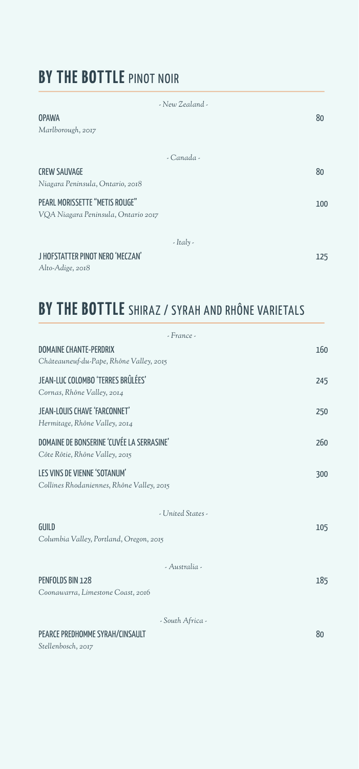## **BY THE BOTTLE** PINOT NOIR

*- New Zealand -*

**OPAWA** — 80
*Marlborough, 2017*

*- Canada -*

**CREW SAUVAGE** — 80
*Niagara Peninsula, Ontario, 2018*

**PEARL MORISSETTE "METIS ROUGE"** — 100
*VQA Niagara Peninsula, Ontario 2017*

*- Italy -*

**J HOFSTATTER PINOT NERO 'MECZAN'** — 125
*Alto-Adige, 2018*

## **BY THE BOTTLE** SHIRAZ / SYRAH AND RHÔNE VARIETALS

*- France -*

**DOMAINE CHANTE-PERDRIX** — 160
*Châteauneuf-du-Pape, Rhône Valley, 2015*

**JEAN-LUC COLOMBO 'TERRES BRÛLÉES'** — 245
*Cornas, Rhône Valley, 2014*

**JEAN-LOUIS CHAVE 'FARCONNET'** — 250
*Hermitage, Rhône Valley, 2014*

**DOMAINE DE BONSERINE 'CUVÉE LA SERRASINE'** — 260
*Côte Rôtie, Rhône Valley, 2015*

**LES VINS DE VIENNE 'SOTANUM'** — 300
*Collines Rhodaniennes, Rhône Valley, 2015*

*- United States -*

**GUILD** — 105
*Columbia Valley, Portland, Oregon, 2015*

*- Australia -*

**PENFOLDS BIN 128** — 185
*Coonawarra, Limestone Coast, 2016*

*- South Africa -*

**PEARCE PREDHOMME SYRAH/CINSAULT** — 80
*Stellenbosch, 2017*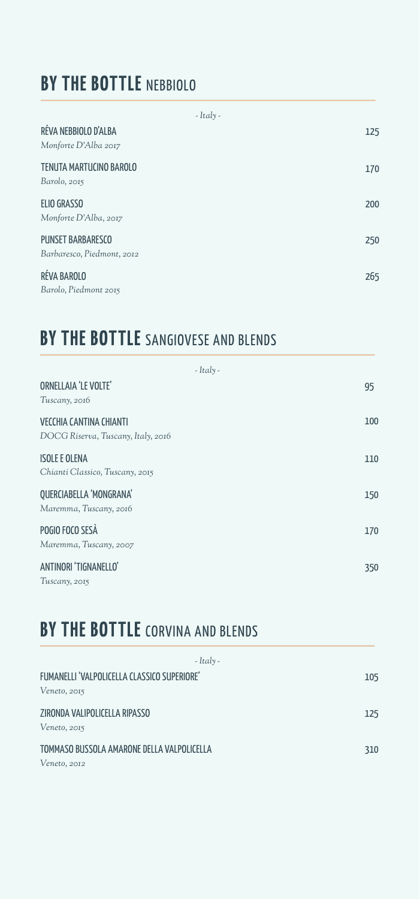## **BY THE BOTTLE** NEBBIOLO

*- Italy -*

RÉVA NEBBIOLO D'ALBA — 125
*Monforte D'Alba 2017*

TENUTA MARTUCINO BAROLO — 170
*Barolo, 2015*

ELIO GRASSO — 200
*Monforte D'Alba, 2017*

PUNSET BARBARESCO — 250
*Barbaresco, Piedmont, 2012*

RÉVA BAROLO — 265
*Barolo, Piedmont 2015*

## **BY THE BOTTLE** SANGIOVESE AND BLENDS

*- Italy -*

ORNELLAIA 'LE VOLTE' — 95
*Tuscany, 2016*

VECCHIA CANTINA CHIANTI — 100
*DOCG Riserva, Tuscany, Italy, 2016*

ISOLE E OLENA — 110
*Chianti Classico, Tuscany, 2015*

QUERCIABELLA 'MONGRANA' — 150
*Maremma, Tuscany, 2016*

POGIO FOCO SESÀ — 170
*Maremma, Tuscany, 2007*

ANTINORI 'TIGNANELLO' — 350
*Tuscany, 2015*

## **BY THE BOTTLE** CORVINA AND BLENDS

*- Italy -*

FUMANELLI 'VALPOLICELLA CLASSICO SUPERIORE' — 105
*Veneto, 2015*

ZIRONDA VALIPOLICELLA RIPASSO — 125
*Veneto, 2015*

TOMMASO BUSSOLA AMARONE DELLA VALPOLICELLA — 310
*Veneto, 2012*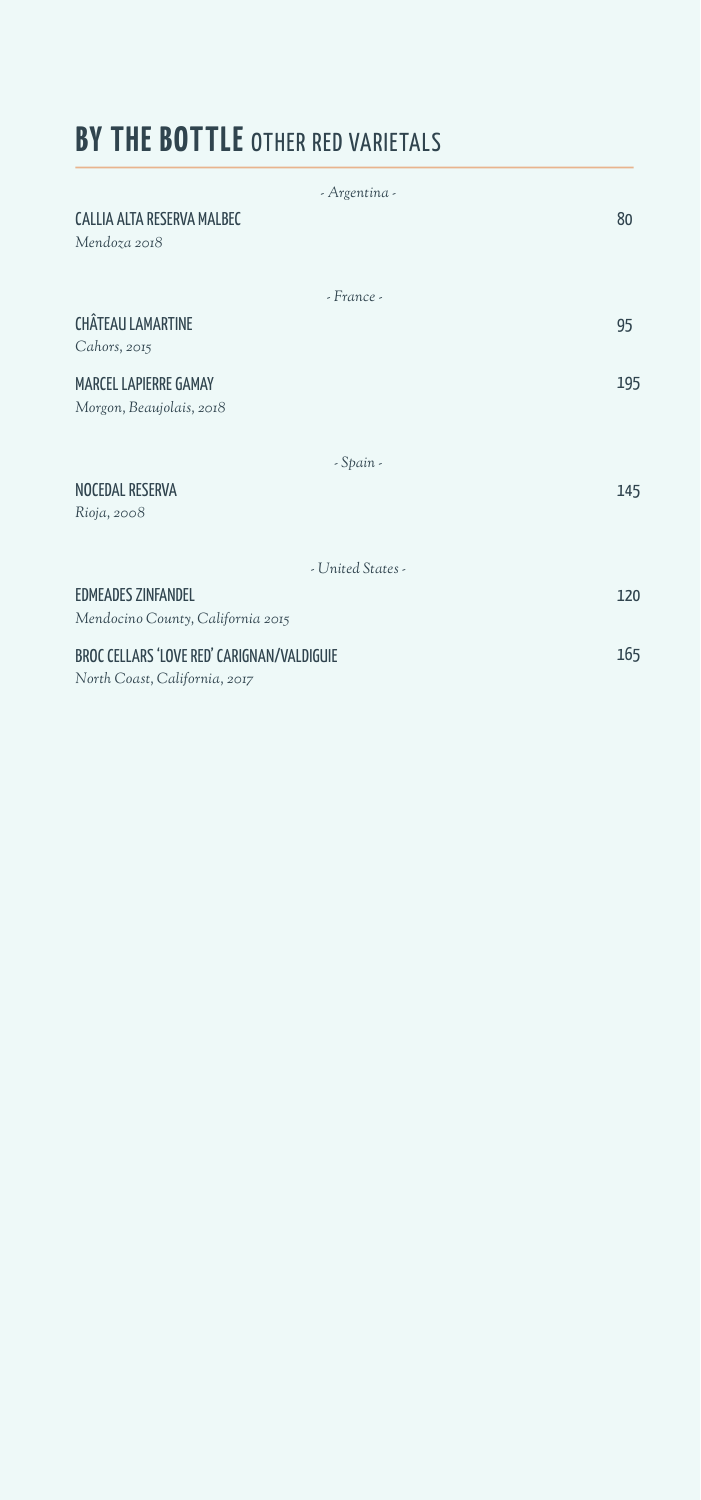# **BY THE BOTTLE** OTHER RED VARIETALS

*- Argentina -*

CALLIA ALTA RESERVA MALBEC — 80
*Mendoza 2018*

*- France -*

CHÂTEAU LAMARTINE — 95
*Cahors, 2015*

MARCEL LAPIERRE GAMAY — 195
*Morgon, Beaujolais, 2018*

*- Spain -*

NOCEDAL RESERVA — 145
*Rioja, 2008*

*- United States -*

EDMEADES ZINFANDEL — 120
*Mendocino County, California 2015*

BROC CELLARS 'LOVE RED' CARIGNAN/VALDIGUIE — 165
*North Coast, California, 2017*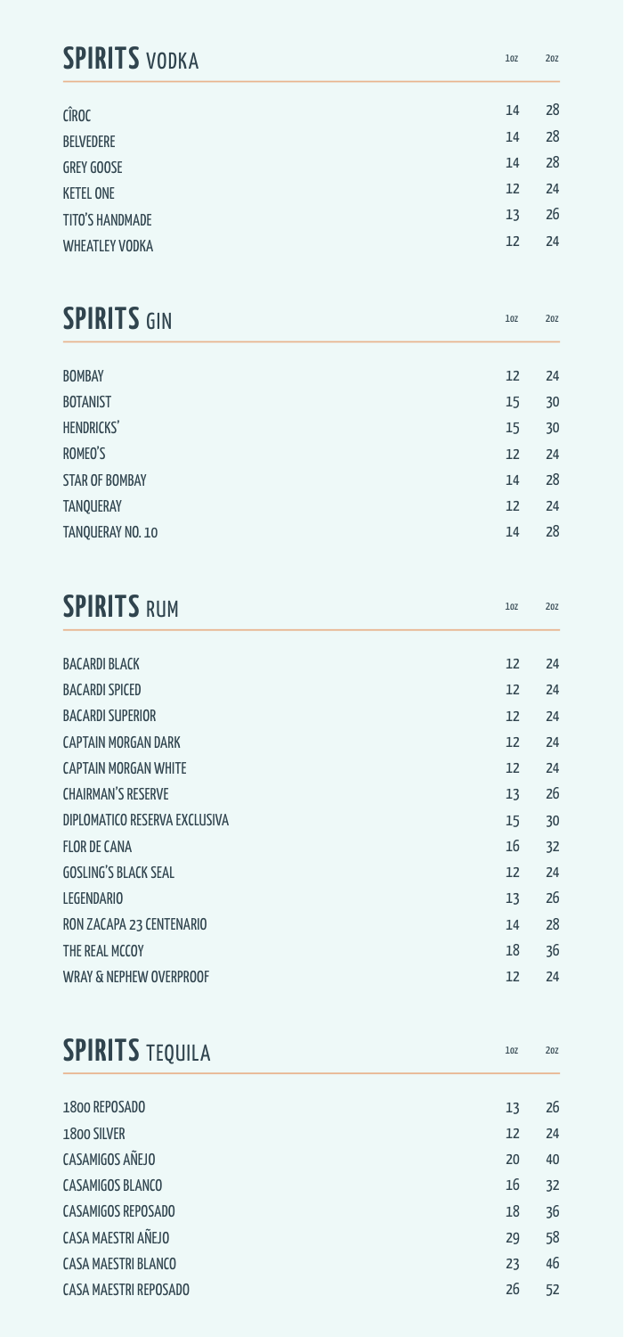## SPIRITS VODKA

| | 1oz | 2oz |
|---|---|---|
| CÎROC | 14 | 28 |
| BELVEDERE | 14 | 28 |
| GREY GOOSE | 14 | 28 |
| KETEL ONE | 12 | 24 |
| TITO'S HANDMADE | 13 | 26 |
| WHEATLEY VODKA | 12 | 24 |

## SPIRITS GIN

| | 1oz | 2oz |
|---|---|---|
| BOMBAY | 12 | 24 |
| BOTANIST | 15 | 30 |
| HENDRICKS' | 15 | 30 |
| ROMEO'S | 12 | 24 |
| STAR OF BOMBAY | 14 | 28 |
| TANQUERAY | 12 | 24 |
| TANQUERAY NO. 10 | 14 | 28 |

## SPIRITS RUM

| | 1oz | 2oz |
|---|---|---|
| BACARDI BLACK | 12 | 24 |
| BACARDI SPICED | 12 | 24 |
| BACARDI SUPERIOR | 12 | 24 |
| CAPTAIN MORGAN DARK | 12 | 24 |
| CAPTAIN MORGAN WHITE | 12 | 24 |
| CHAIRMAN'S RESERVE | 13 | 26 |
| DIPLOMATICO RESERVA EXCLUSIVA | 15 | 30 |
| FLOR DE CANA | 16 | 32 |
| GOSLING'S BLACK SEAL | 12 | 24 |
| LEGENDARIO | 13 | 26 |
| RON ZACAPA 23 CENTENARIO | 14 | 28 |
| THE REAL MCCOY | 18 | 36 |
| WRAY & NEPHEW OVERPROOF | 12 | 24 |

## SPIRITS TEQUILA

| | 1oz | 2oz |
|---|---|---|
| 1800 REPOSADO | 13 | 26 |
| 1800 SILVER | 12 | 24 |
| CASAMIGOS AÑEJO | 20 | 40 |
| CASAMIGOS BLANCO | 16 | 32 |
| CASAMIGOS REPOSADO | 18 | 36 |
| CASA MAESTRI AÑEJO | 29 | 58 |
| CASA MAESTRI BLANCO | 23 | 46 |
| CASA MAESTRI REPOSADO | 26 | 52 |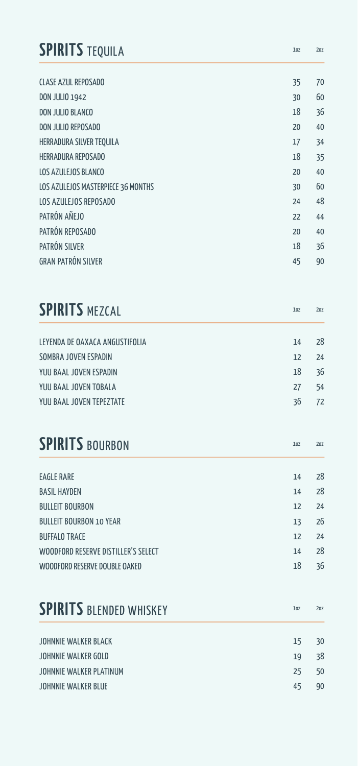## SPIRITS TEQUILA

| | 1oz | 2oz |
|---|---|---|
| CLASE AZUL REPOSADO | 35 | 70 |
| DON JULIO 1942 | 30 | 60 |
| DON JULIO BLANCO | 18 | 36 |
| DON JULIO REPOSADO | 20 | 40 |
| HERRADURA SILVER TEQUILA | 17 | 34 |
| HERRADURA REPOSADO | 18 | 35 |
| LOS AZULEJOS BLANCO | 20 | 40 |
| LOS AZULEJOS MASTERPIECE 36 MONTHS | 30 | 60 |
| LOS AZULEJOS REPOSADO | 24 | 48 |
| PATRÓN AÑEJO | 22 | 44 |
| PATRÓN REPOSADO | 20 | 40 |
| PATRÓN SILVER | 18 | 36 |
| GRAN PATRÓN SILVER | 45 | 90 |

## SPIRITS MEZCAL

| | 1oz | 2oz |
|---|---|---|
| LEYENDA DE OAXACA ANGUSTIFOLIA | 14 | 28 |
| SOMBRA JOVEN ESPADIN | 12 | 24 |
| YUU BAAL JOVEN ESPADIN | 18 | 36 |
| YUU BAAL JOVEN TOBALA | 27 | 54 |
| YUU BAAL JOVEN TEPEZTATE | 36 | 72 |

## SPIRITS BOURBON

| | 1oz | 2oz |
|---|---|---|
| EAGLE RARE | 14 | 28 |
| BASIL HAYDEN | 14 | 28 |
| BULLEIT BOURBON | 12 | 24 |
| BULLEIT BOURBON 10 YEAR | 13 | 26 |
| BUFFALO TRACE | 12 | 24 |
| WOODFORD RESERVE DISTILLER'S SELECT | 14 | 28 |
| WOODFORD RESERVE DOUBLE OAKED | 18 | 36 |

## SPIRITS BLENDED WHISKEY

| | 1oz | 2oz |
|---|---|---|
| JOHNNIE WALKER BLACK | 15 | 30 |
| JOHNNIE WALKER GOLD | 19 | 38 |
| JOHNNIE WALKER PLATINUM | 25 | 50 |
| JOHNNIE WALKER BLUE | 45 | 90 |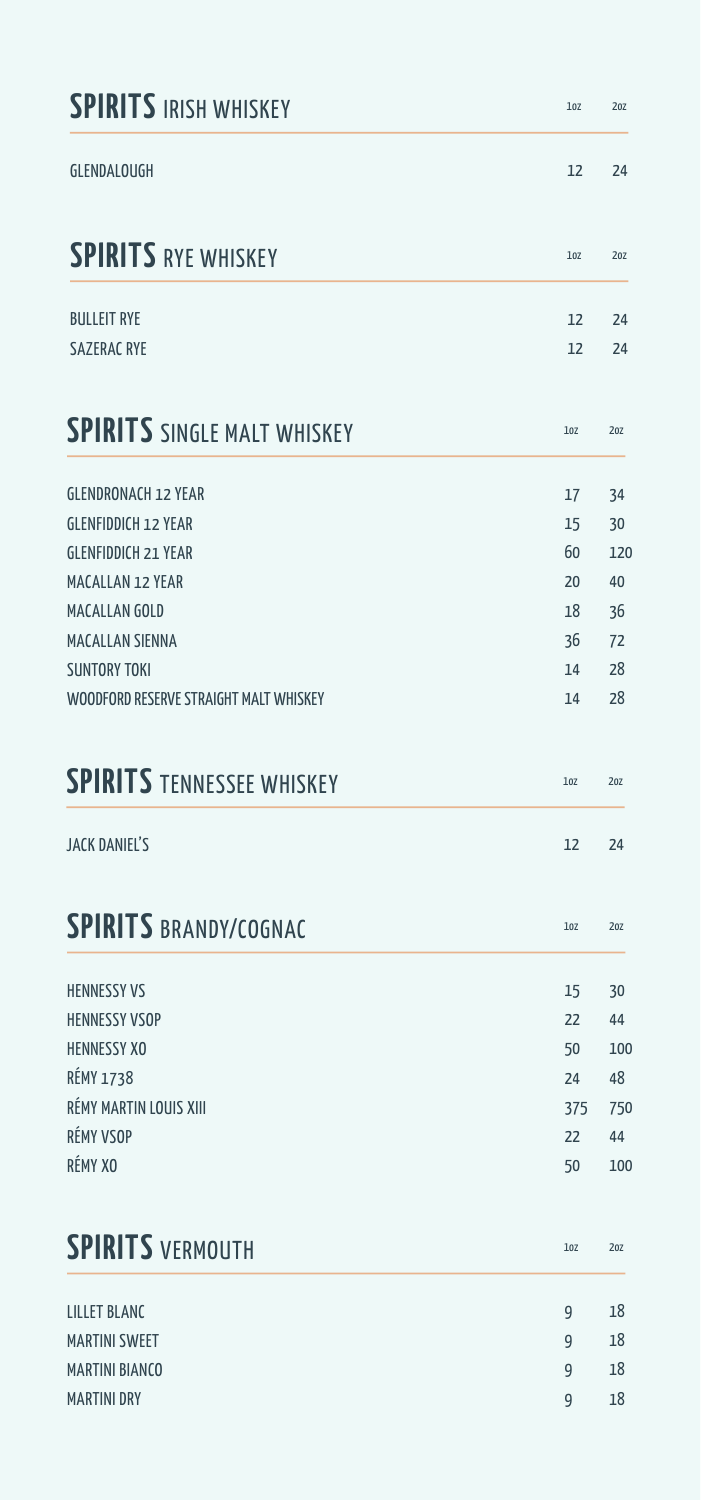## SPIRITS IRISH WHISKEY

| | 1oz | 2oz |
|---|---|---|
| GLENDALOUGH | 12 | 24 |

## SPIRITS RYE WHISKEY

| | 1oz | 2oz |
|---|---|---|
| BULLEIT RYE | 12 | 24 |
| SAZERAC RYE | 12 | 24 |

## SPIRITS SINGLE MALT WHISKEY

| | 1oz | 2oz |
|---|---|---|
| GLENDRONACH 12 YEAR | 17 | 34 |
| GLENFIDDICH 12 YEAR | 15 | 30 |
| GLENFIDDICH 21 YEAR | 60 | 120 |
| MACALLAN 12 YEAR | 20 | 40 |
| MACALLAN GOLD | 18 | 36 |
| MACALLAN SIENNA | 36 | 72 |
| SUNTORY TOKI | 14 | 28 |
| WOODFORD RESERVE STRAIGHT MALT WHISKEY | 14 | 28 |

## SPIRITS TENNESSEE WHISKEY

| | 1oz | 2oz |
|---|---|---|
| JACK DANIEL'S | 12 | 24 |

## SPIRITS BRANDY/COGNAC

| | 1oz | 2oz |
|---|---|---|
| HENNESSY VS | 15 | 30 |
| HENNESSY VSOP | 22 | 44 |
| HENNESSY XO | 50 | 100 |
| RÉMY 1738 | 24 | 48 |
| RÉMY MARTIN LOUIS XIII | 375 | 750 |
| RÉMY VSOP | 22 | 44 |
| RÉMY XO | 50 | 100 |

## SPIRITS VERMOUTH

| | 1oz | 2oz |
|---|---|---|
| LILLET BLANC | 9 | 18 |
| MARTINI SWEET | 9 | 18 |
| MARTINI BIANCO | 9 | 18 |
| MARTINI DRY | 9 | 18 |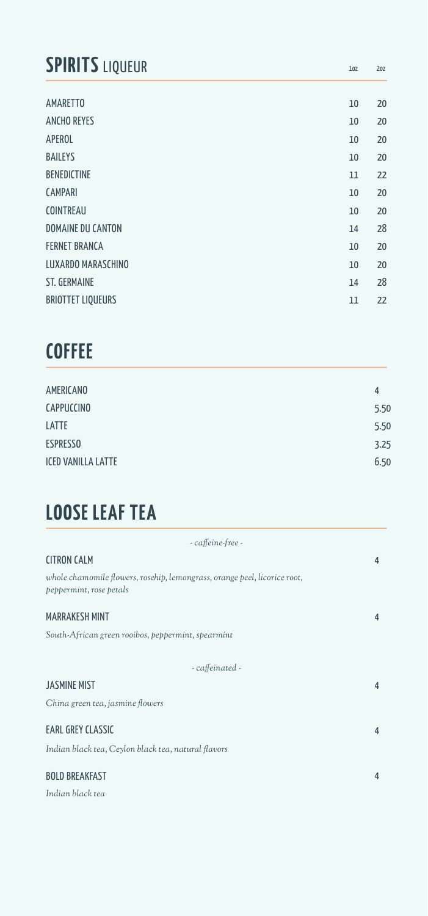## SPIRITS LIQUEUR

| | 1oz | 2oz |
|---|---|---|
| AMARETTO | 10 | 20 |
| ANCHO REYES | 10 | 20 |
| APEROL | 10 | 20 |
| BAILEYS | 10 | 20 |
| BENEDICTINE | 11 | 22 |
| CAMPARI | 10 | 20 |
| COINTREAU | 10 | 20 |
| DOMAINE DU CANTON | 14 | 28 |
| FERNET BRANCA | 10 | 20 |
| LUXARDO MARASCHINO | 10 | 20 |
| ST. GERMAINE | 14 | 28 |
| BRIOTTET LIQUEURS | 11 | 22 |

## COFFEE

| | |
|---|---|
| AMERICANO | 4 |
| CAPPUCCINO | 5.50 |
| LATTE | 5.50 |
| ESPRESSO | 3.25 |
| ICED VANILLA LATTE | 6.50 |

## LOOSE LEAF TEA

*- caffeine-free -*

**CITRON CALM** — 4

*whole chamomile flowers, rosehip, lemongrass, orange peel, licorice root, peppermint, rose petals*

**MARRAKESH MINT** — 4

*South-African green rooibos, peppermint, spearmint*

*- caffeinated -*

**JASMINE MIST** — 4

*China green tea, jasmine flowers*

**EARL GREY CLASSIC** — 4

*Indian black tea, Ceylon black tea, natural flavors*

**BOLD BREAKFAST** — 4

*Indian black tea*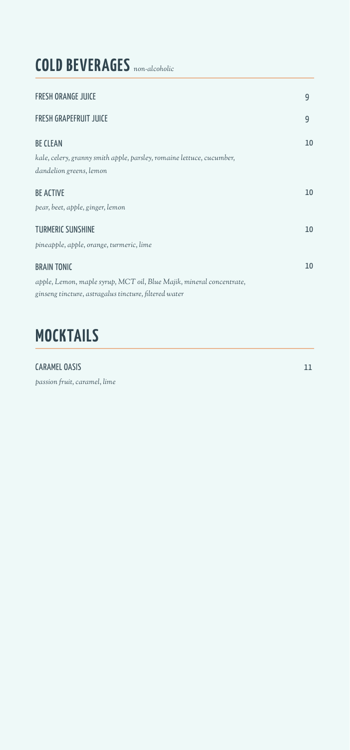## COLD BEVERAGES *non-alcoholic*

**FRESH ORANGE JUICE** 9

**FRESH GRAPEFRUIT JUICE** 9

**BE CLEAN** 10
*kale, celery, granny smith apple, parsley, romaine lettuce, cucumber, dandelion greens, lemon*

**BE ACTIVE** 10
*pear, beet, apple, ginger, lemon*

**TURMERIC SUNSHINE** 10
*pineapple, apple, orange, turmeric, lime*

**BRAIN TONIC** 10
*apple, Lemon, maple syrup, MCT oil, Blue Majik, mineral concentrate, ginseng tincture, astragalus tincture, filtered water*

## MOCKTAILS

**CARAMEL OASIS** 11
*passion fruit, caramel, lime*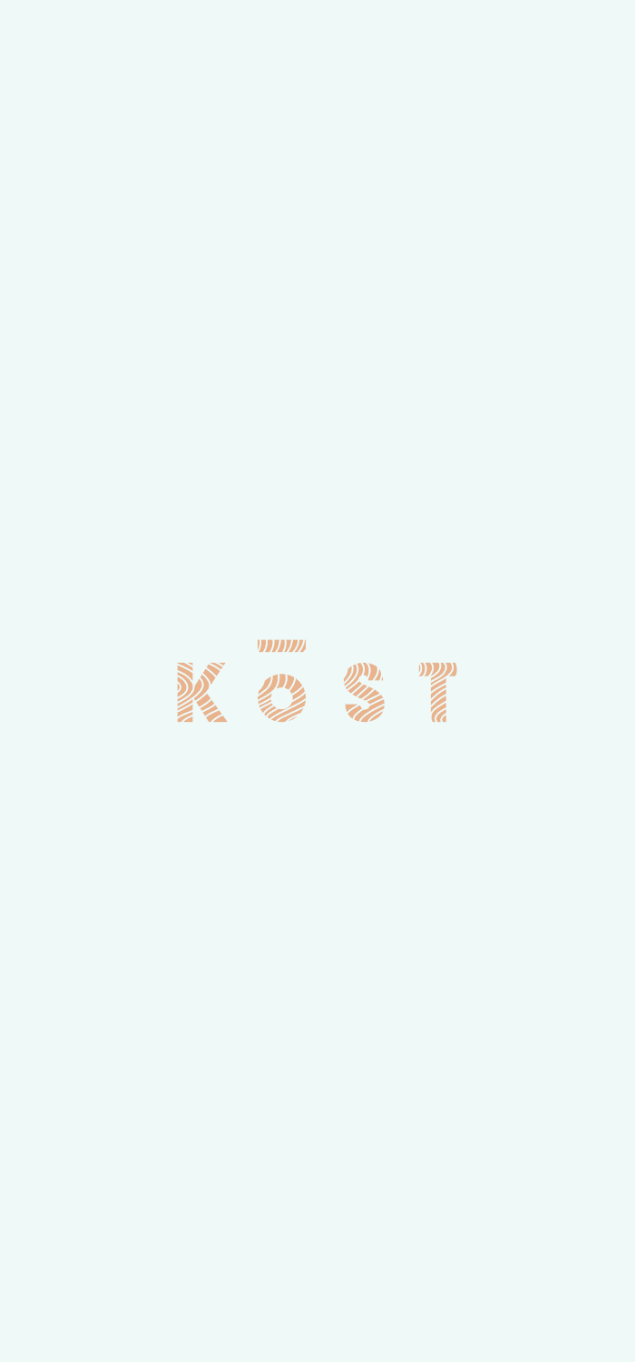KŌST